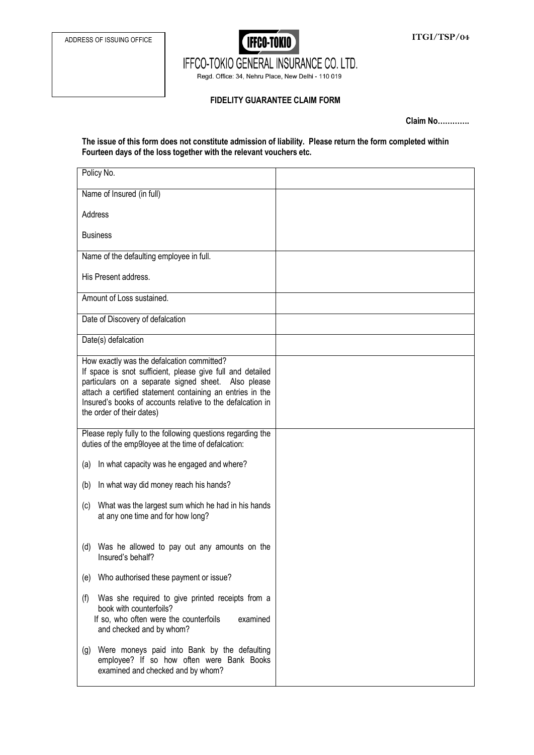ADDRESS OF ISSUING OFFICE

ITGI/TSP/04

**IFFCO-TOKIO**

IFFCO-TOKIO GENERAL INSURANCE CO. LTD.

Regd. Office: 34, Nehru Place, New Delhi - 110 019

**FIDELITY GUARANTEE CLAIM FORM**

**Claim No………….**

**The issue of this form does not constitute admission of liability. Please return the form completed within Fourteen days of the loss together with the relevant vouchers etc.**

| | |
|---|---|
| Policy No. | |
| Name of Insured (in full)<br><br>Address<br><br>Business | |
| Name of the defaulting employee in full.<br><br>His Present address. | |
| Amount of Loss sustained. | |
| Date of Discovery of defalcation | |
| Date(s) defalcation | |
| How exactly was the defalcation committed?<br>If space is snot sufficient, please give full and detailed particulars on a separate signed sheet. Also please attach a certified statement containing an entries in the Insured's books of accounts relative to the defalcation in the order of their dates) | |
| Please reply fully to the following questions regarding the duties of the emp9loyee at the time of defalcation:<br><br>(a) In what capacity was he engaged and where?<br><br>(b) In what way did money reach his hands?<br><br>(c) What was the largest sum which he had in his hands at any one time and for how long?<br><br>(d) Was he allowed to pay out any amounts on the Insured's behalf?<br><br>(e) Who authorised these payment or issue?<br><br>(f) Was she required to give printed receipts from a book with counterfoils?<br>If so, who often were the counterfoils examined and checked and by whom?<br><br>(g) Were moneys paid into Bank by the defaulting employee? If so how often were Bank Books examined and checked and by whom? | |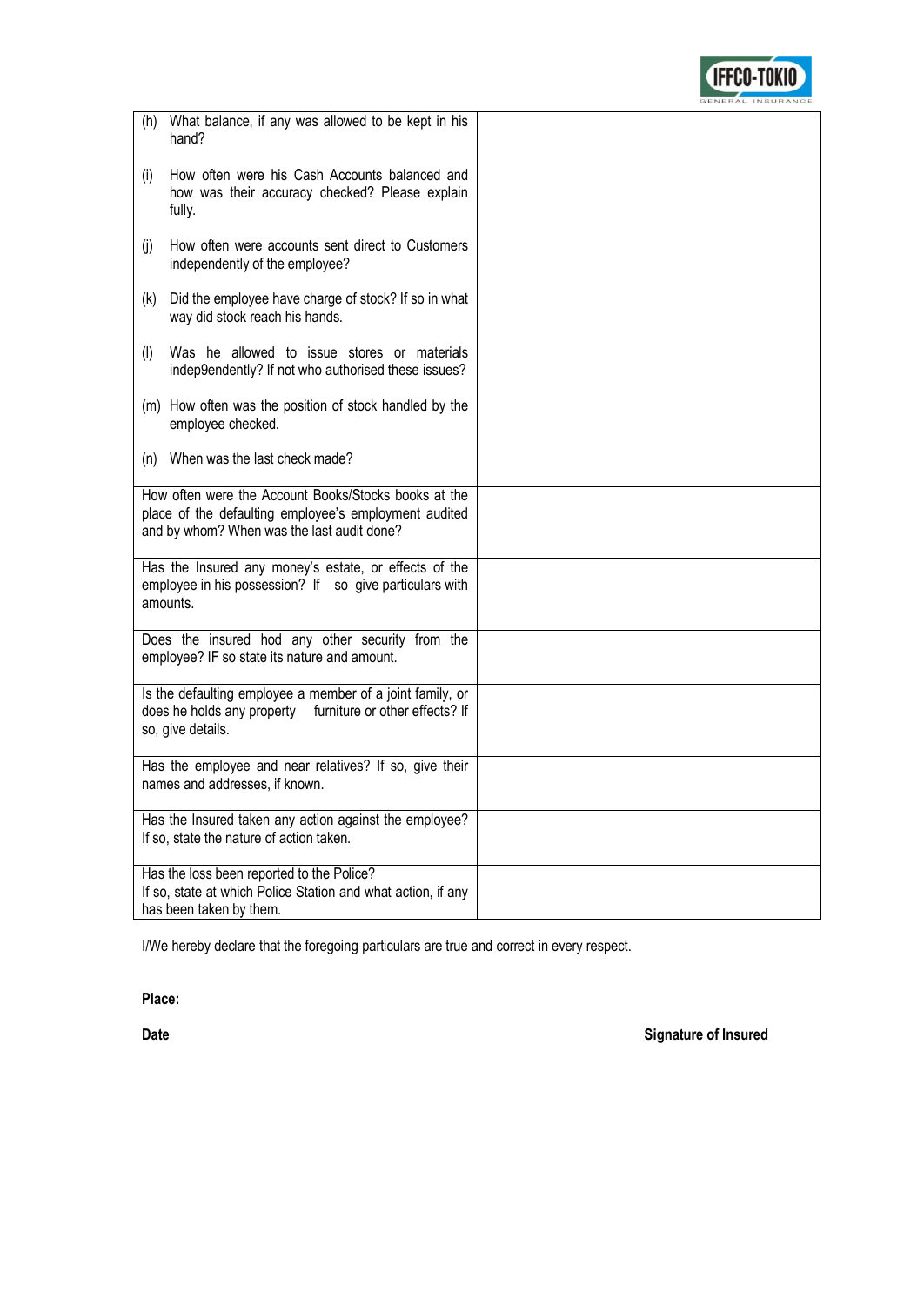| | |
|---|---|
| (h) What balance, if any was allowed to be kept in his hand?<br><br>(i) How often were his Cash Accounts balanced and how was their accuracy checked? Please explain fully.<br><br>(j) How often were accounts sent direct to Customers independently of the employee?<br><br>(k) Did the employee have charge of stock? If so in what way did stock reach his hands.<br><br>(l) Was he allowed to issue stores or materials indep9endently? If not who authorised these issues?<br><br>(m) How often was the position of stock handled by the employee checked.<br><br>(n) When was the last check made? | |
| How often were the Account Books/Stocks books at the place of the defaulting employee's employment audited and by whom? When was the last audit done? | |
| Has the Insured any money's estate, or effects of the employee in his possession? If so give particulars with amounts. | |
| Does the insured hod any other security from the employee? IF so state its nature and amount. | |
| Is the defaulting employee a member of a joint family, or does he holds any property furniture or other effects? If so, give details. | |
| Has the employee and near relatives? If so, give their names and addresses, if known. | |
| Has the Insured taken any action against the employee? If so, state the nature of action taken. | |
| Has the loss been reported to the Police?<br>If so, state at which Police Station and what action, if any has been taken by them. | |

I/We hereby declare that the foregoing particulars are true and correct in every respect.

**Place:**

**Date**

**Signature of Insured**